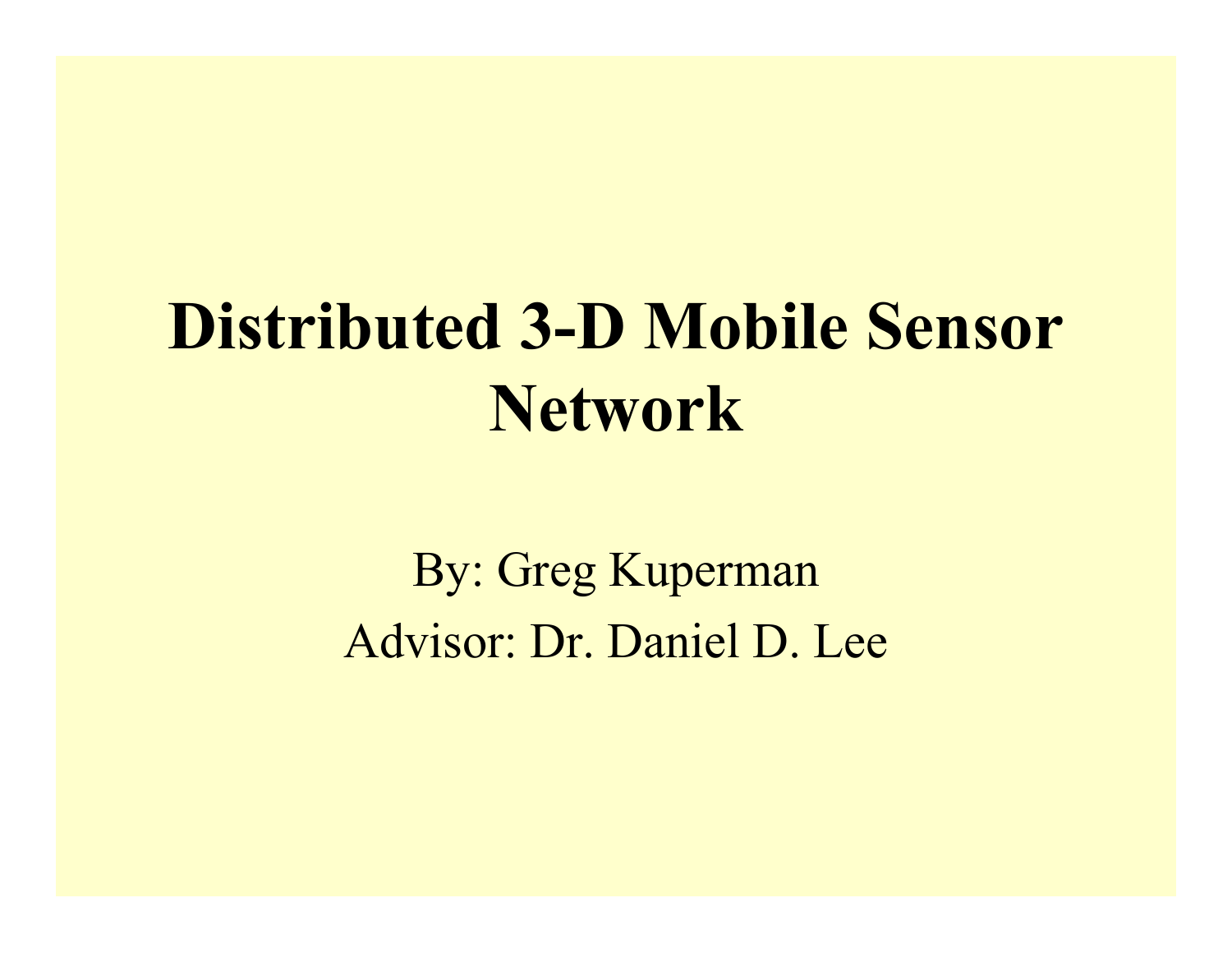# Distributed 3-D Mobile Sensor Network

By: Greg Kuperman

Advisor: Dr. Daniel D. Lee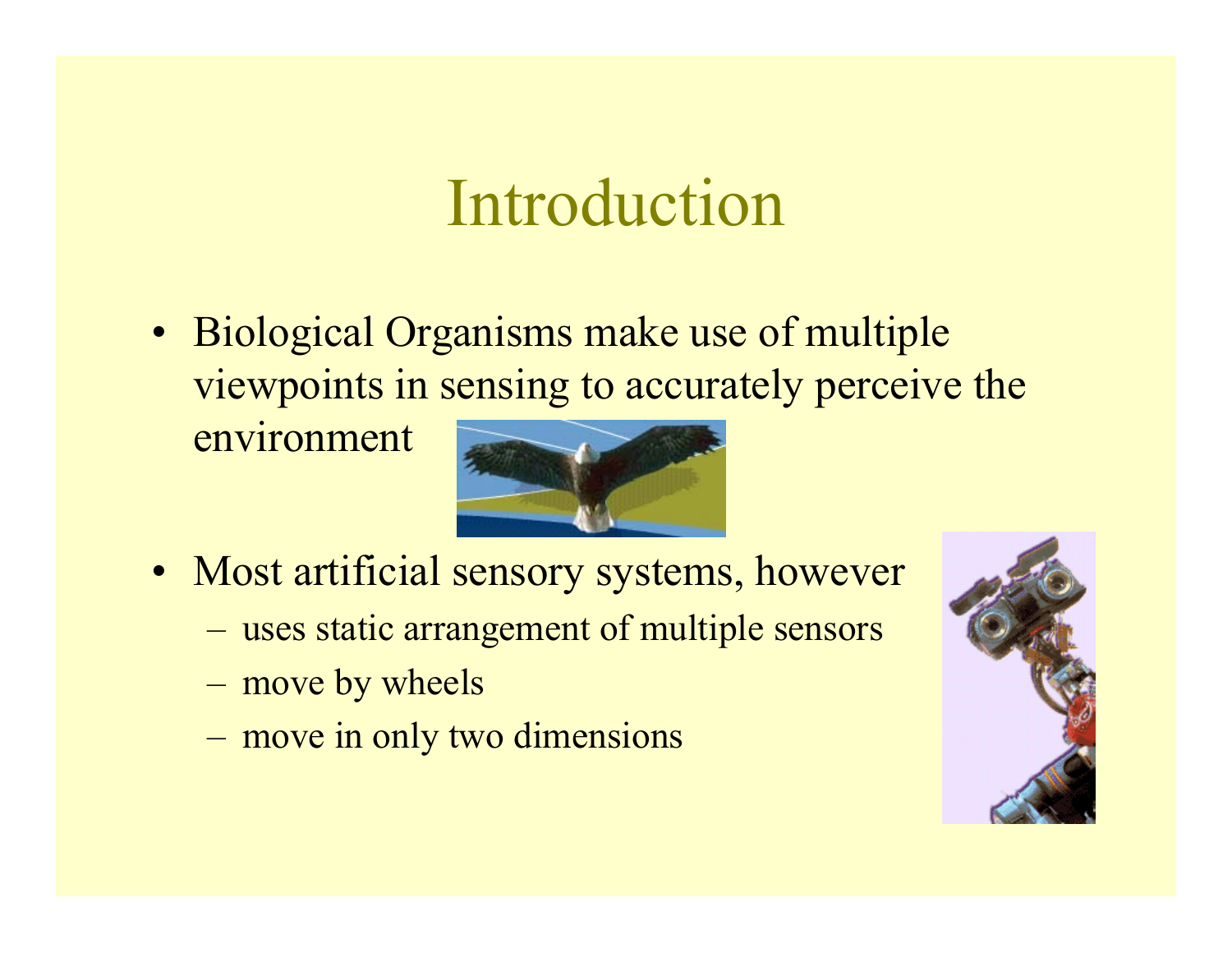# Introduction

- Biological Organisms make use of multiple viewpoints in sensing to accurately perceive the environment
- Most artificial sensory systems, however
  - uses static arrangement of multiple sensors
  - move by wheels
  - move in only two dimensions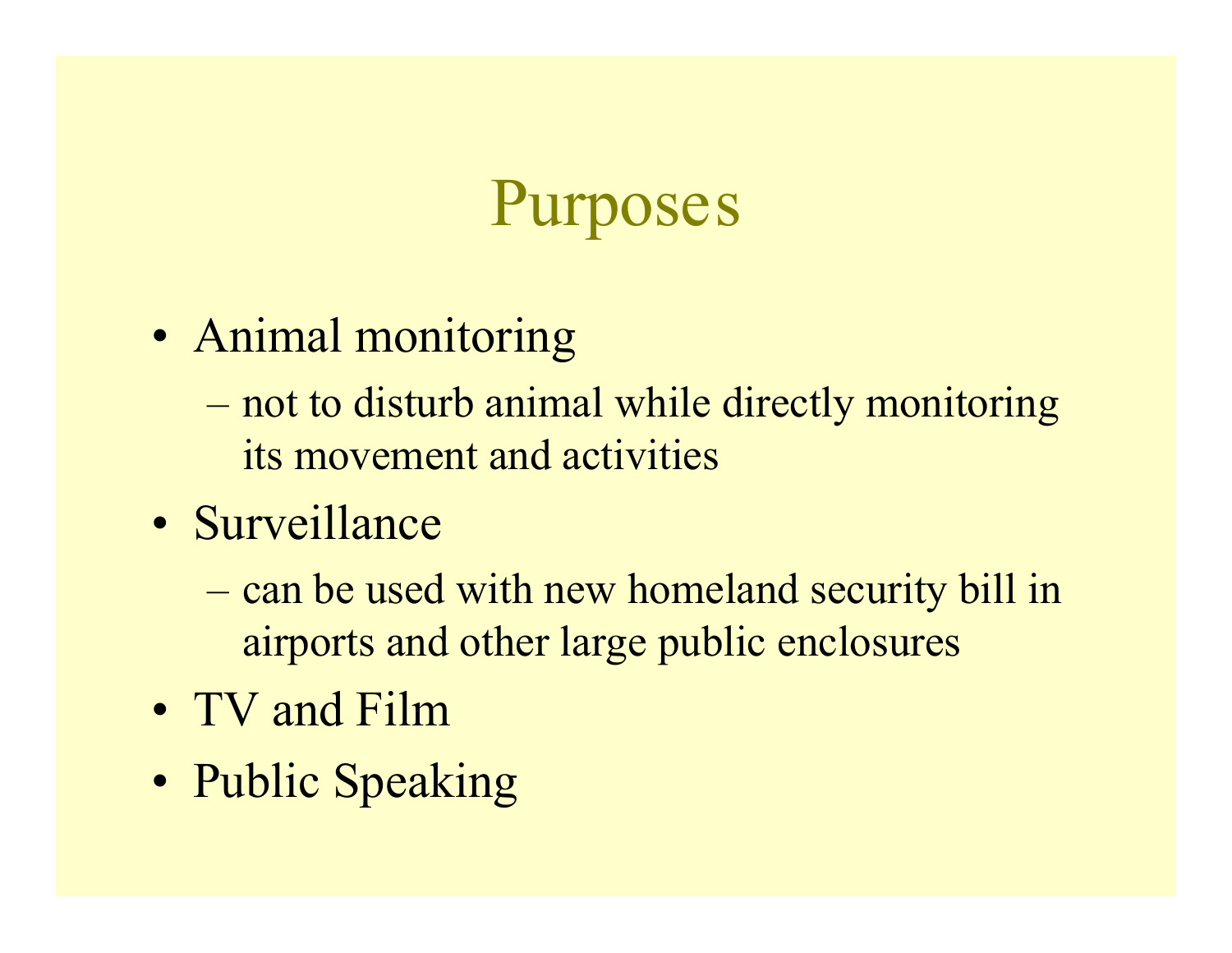# Purposes

- Animal monitoring
  - not to disturb animal while directly monitoring its movement and activities
- Surveillance
  - can be used with new homeland security bill in airports and other large public enclosures
- TV and Film
- Public Speaking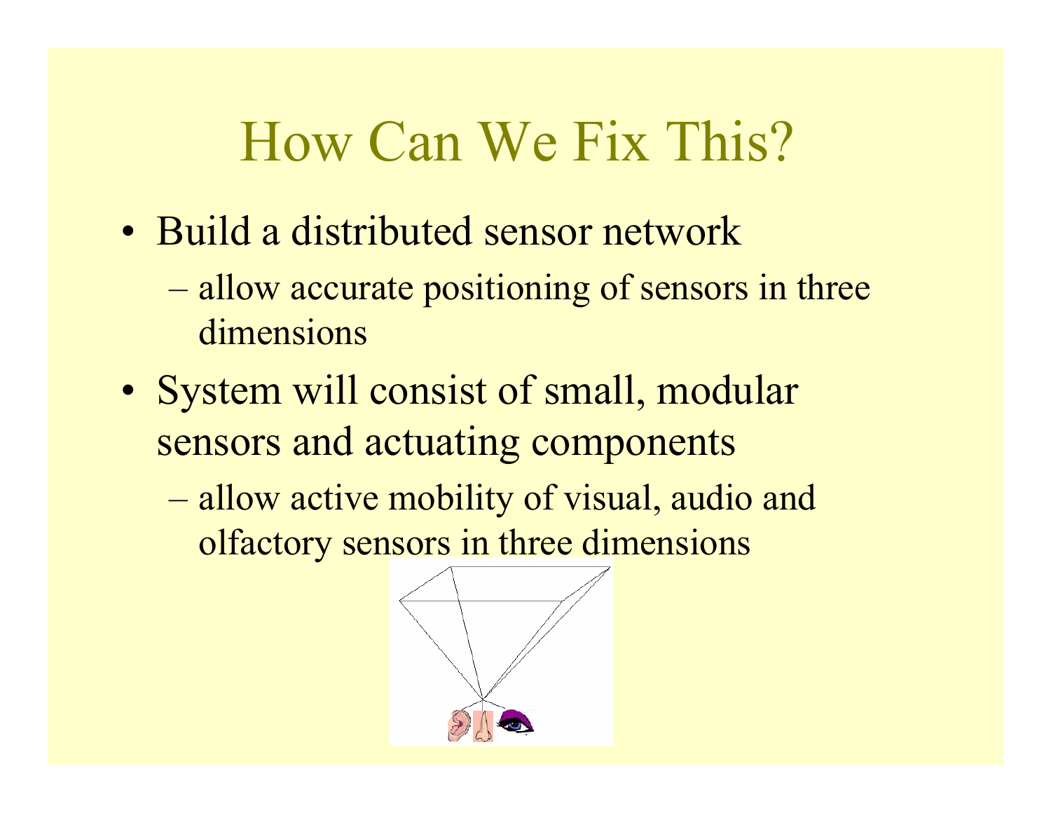# How Can We Fix This?

- Build a distributed sensor network
  - allow accurate positioning of sensors in three dimensions
- System will consist of small, modular sensors and actuating components
  - allow active mobility of visual, audio and olfactory sensors in three dimensions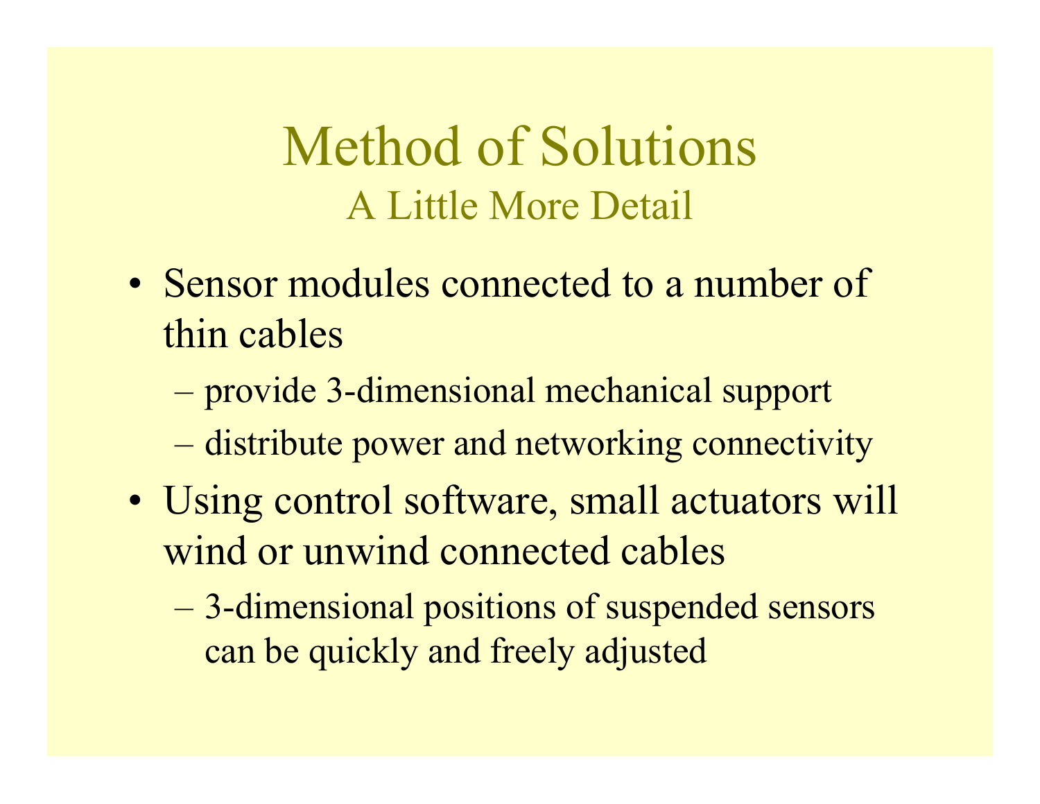# Method of Solutions

## A Little More Detail

- Sensor modules connected to a number of thin cables
  - provide 3-dimensional mechanical support
  - distribute power and networking connectivity
- Using control software, small actuators will wind or unwind connected cables
  - 3-dimensional positions of suspended sensors can be quickly and freely adjusted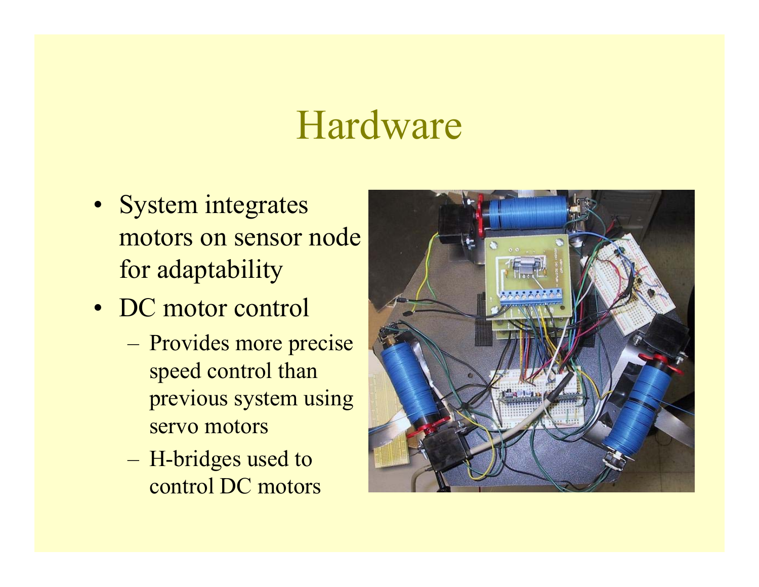# Hardware

- System integrates motors on sensor node for adaptability
- DC motor control
  - Provides more precise speed control than previous system using servo motors
  - H-bridges used to control DC motors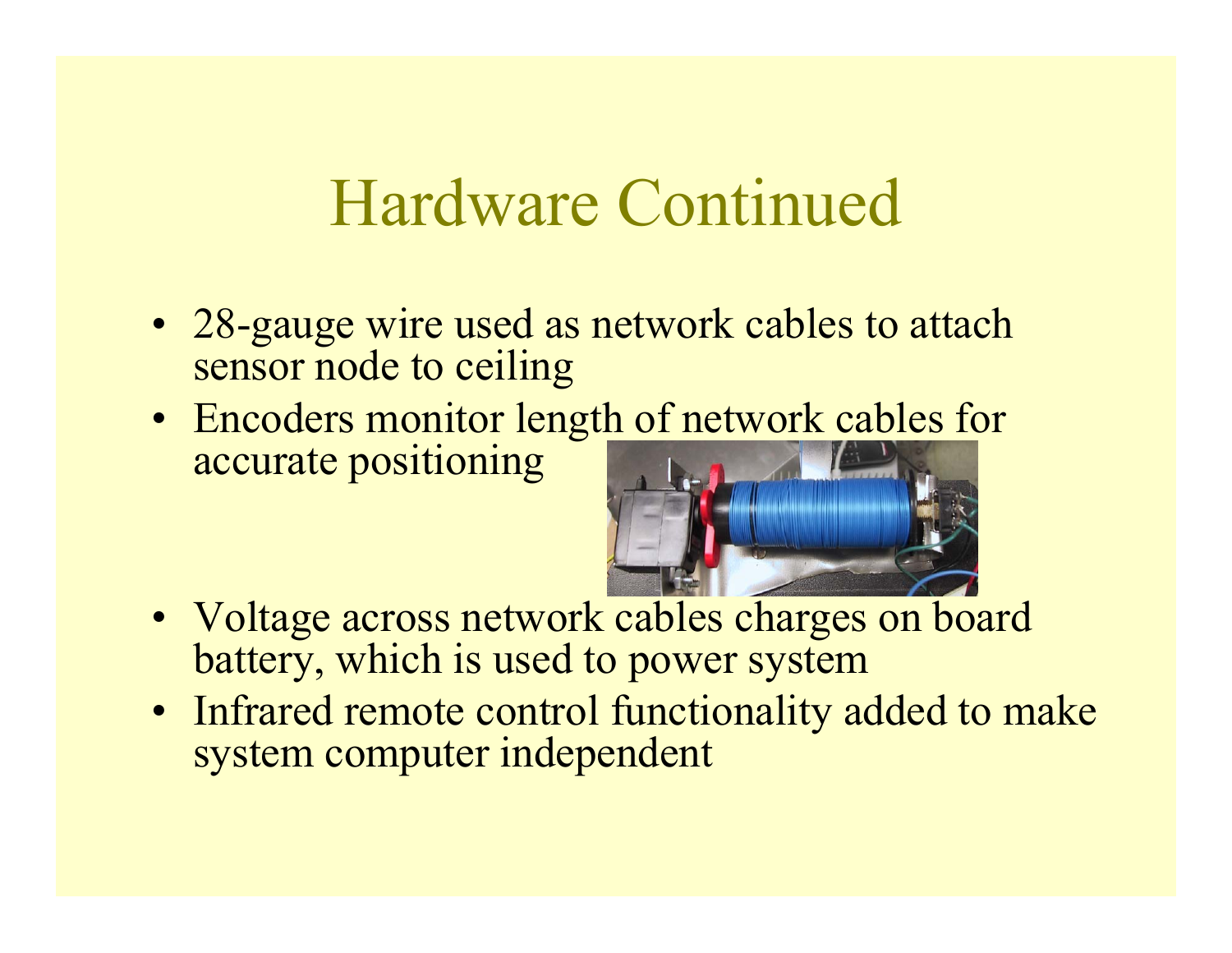# Hardware Continued

- 28-gauge wire used as network cables to attach sensor node to ceiling
- Encoders monitor length of network cables for accurate positioning
- Voltage across network cables charges on board battery, which is used to power system
- Infrared remote control functionality added to make system computer independent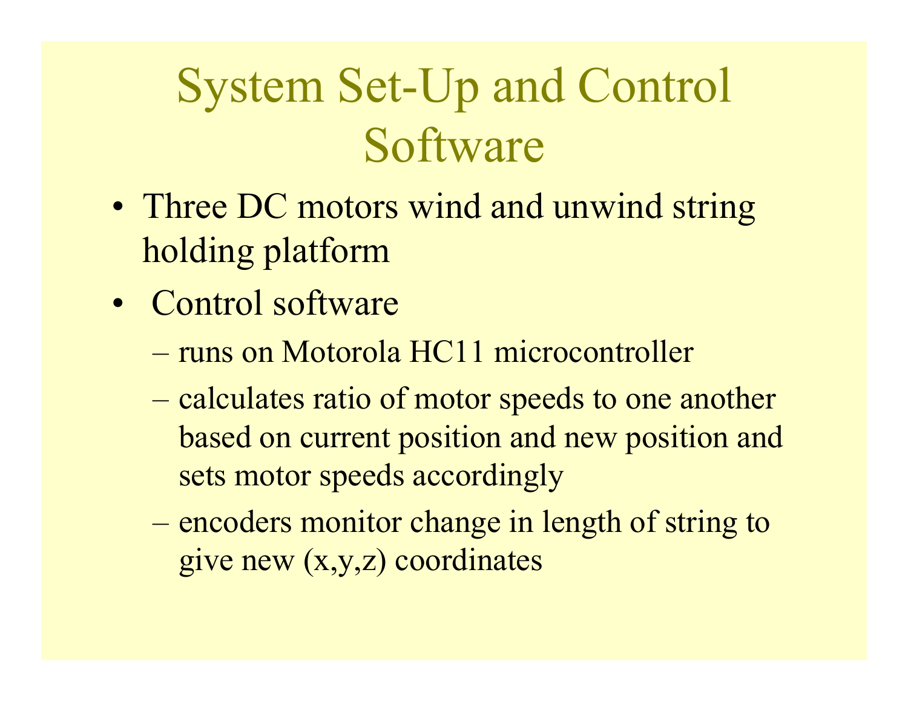# System Set-Up and Control Software

- Three DC motors wind and unwind string holding platform
- Control software
  - runs on Motorola HC11 microcontroller
  - calculates ratio of motor speeds to one another based on current position and new position and sets motor speeds accordingly
  - encoders monitor change in length of string to give new (x,y,z) coordinates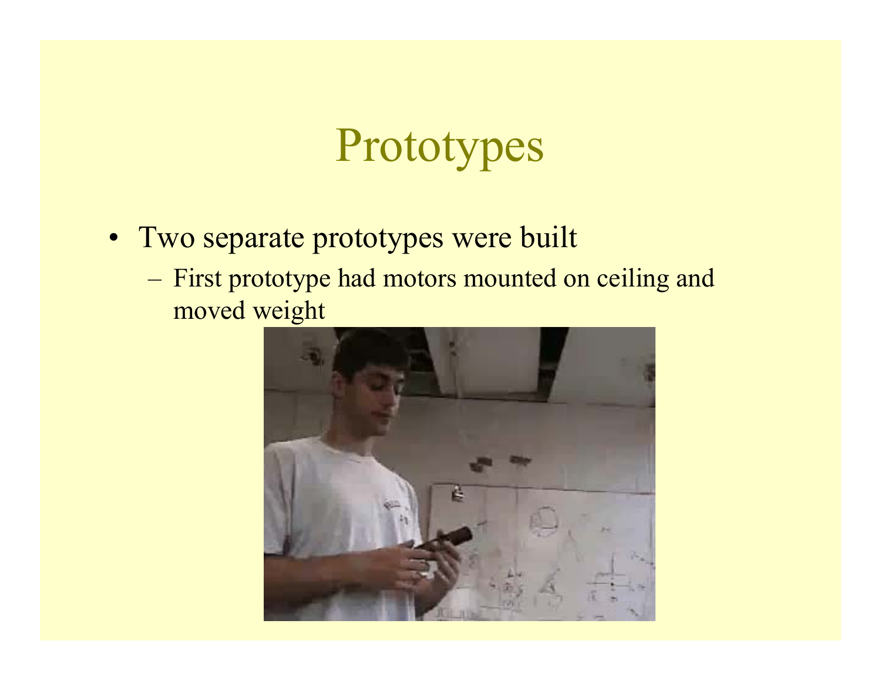# Prototypes

- Two separate prototypes were built
  - First prototype had motors mounted on ceiling and moved weight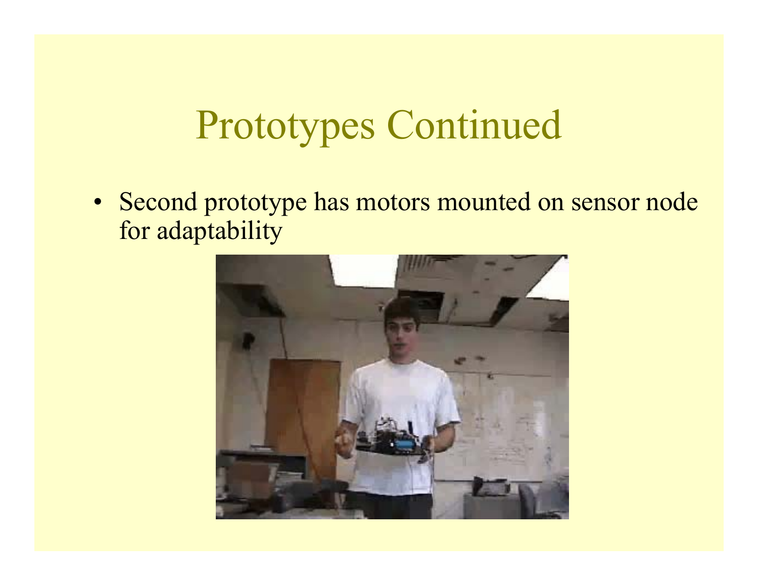# Prototypes Continued

- Second prototype has motors mounted on sensor node for adaptability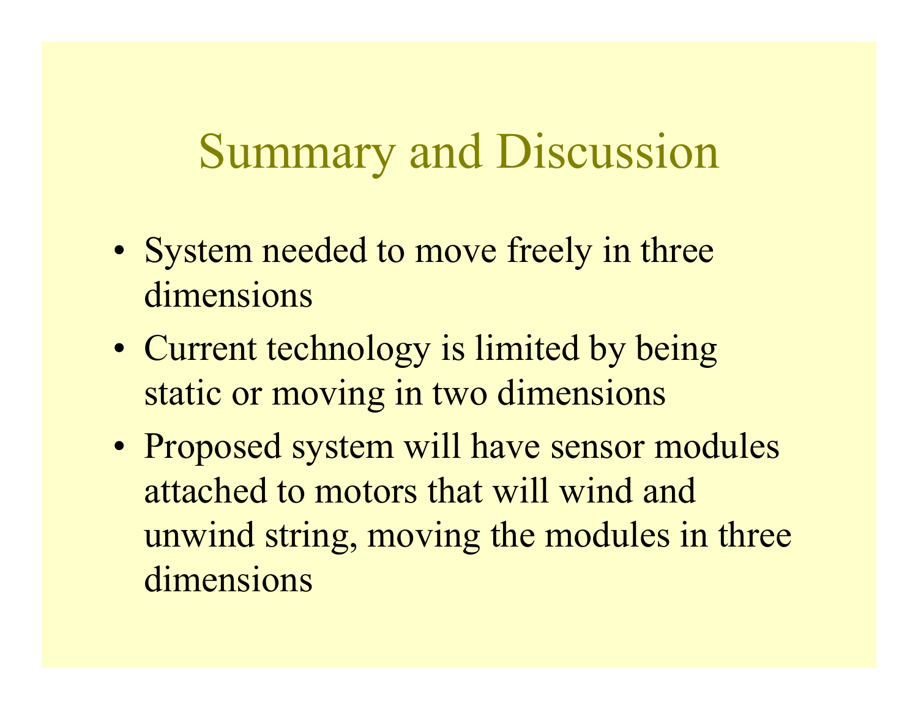# Summary and Discussion

- System needed to move freely in three dimensions
- Current technology is limited by being static or moving in two dimensions
- Proposed system will have sensor modules attached to motors that will wind and unwind string, moving the modules in three dimensions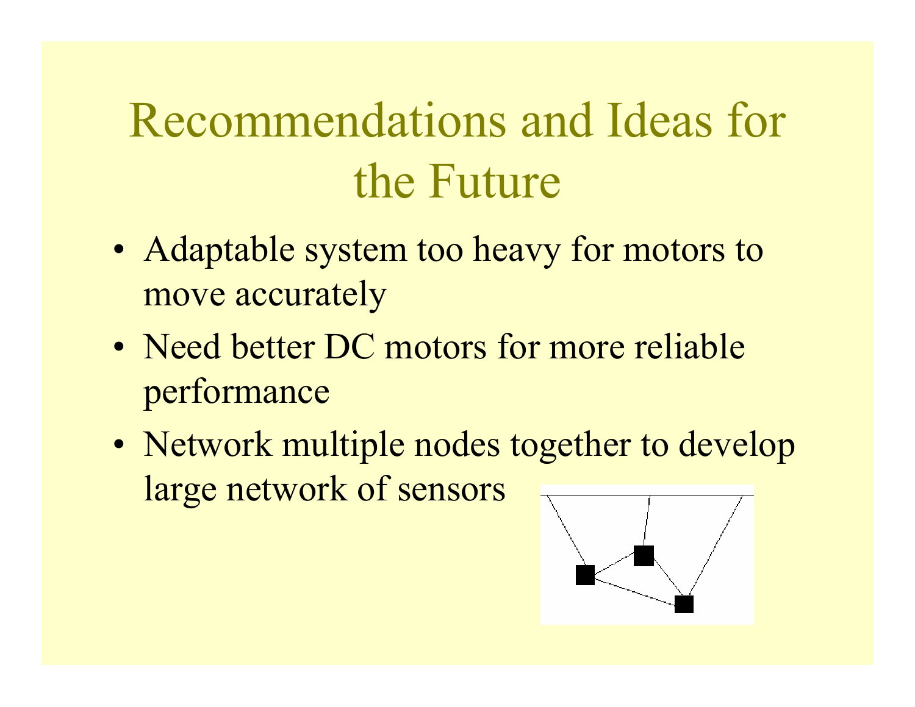# Recommendations and Ideas for the Future

- Adaptable system too heavy for motors to move accurately
- Need better DC motors for more reliable performance
- Network multiple nodes together to develop large network of sensors